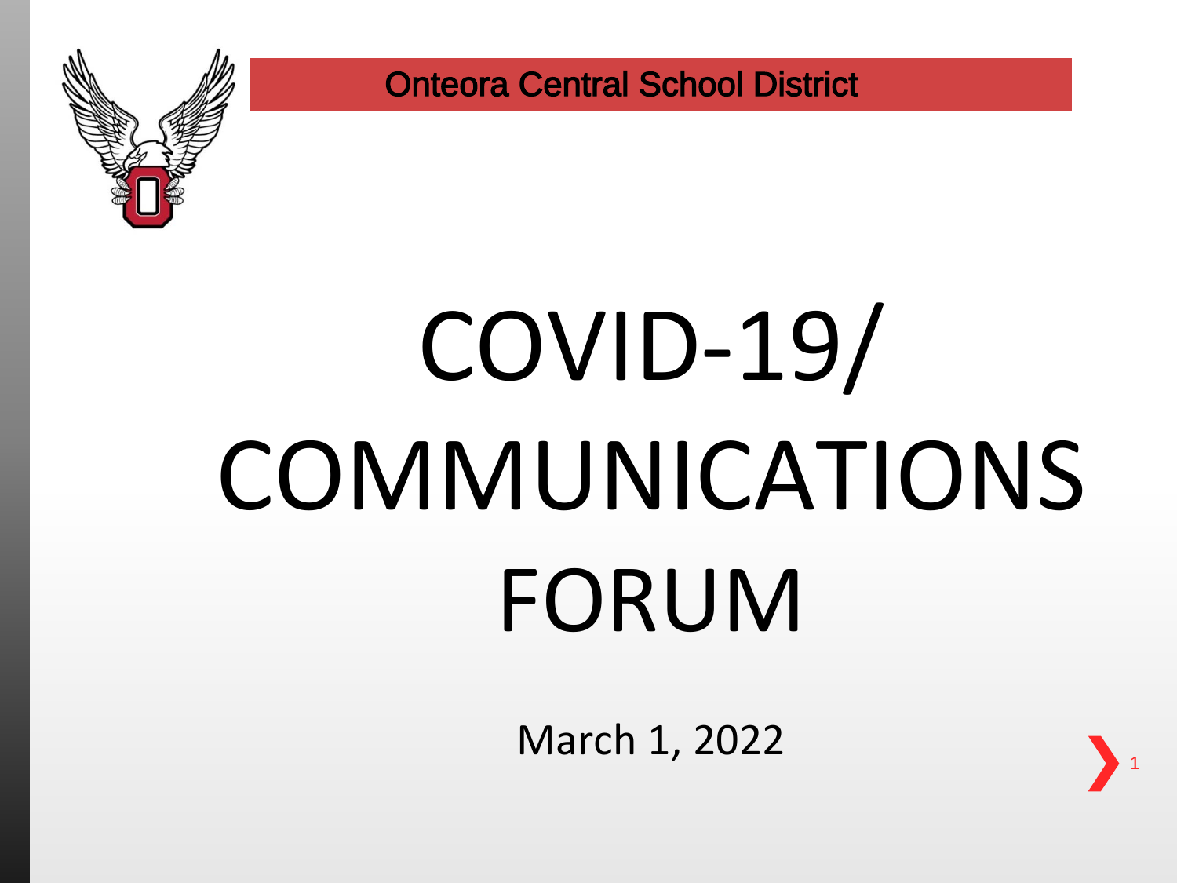Onteora Central School District

# COVID-19/ COMMUNICATIONS FORUM

March 1, 2022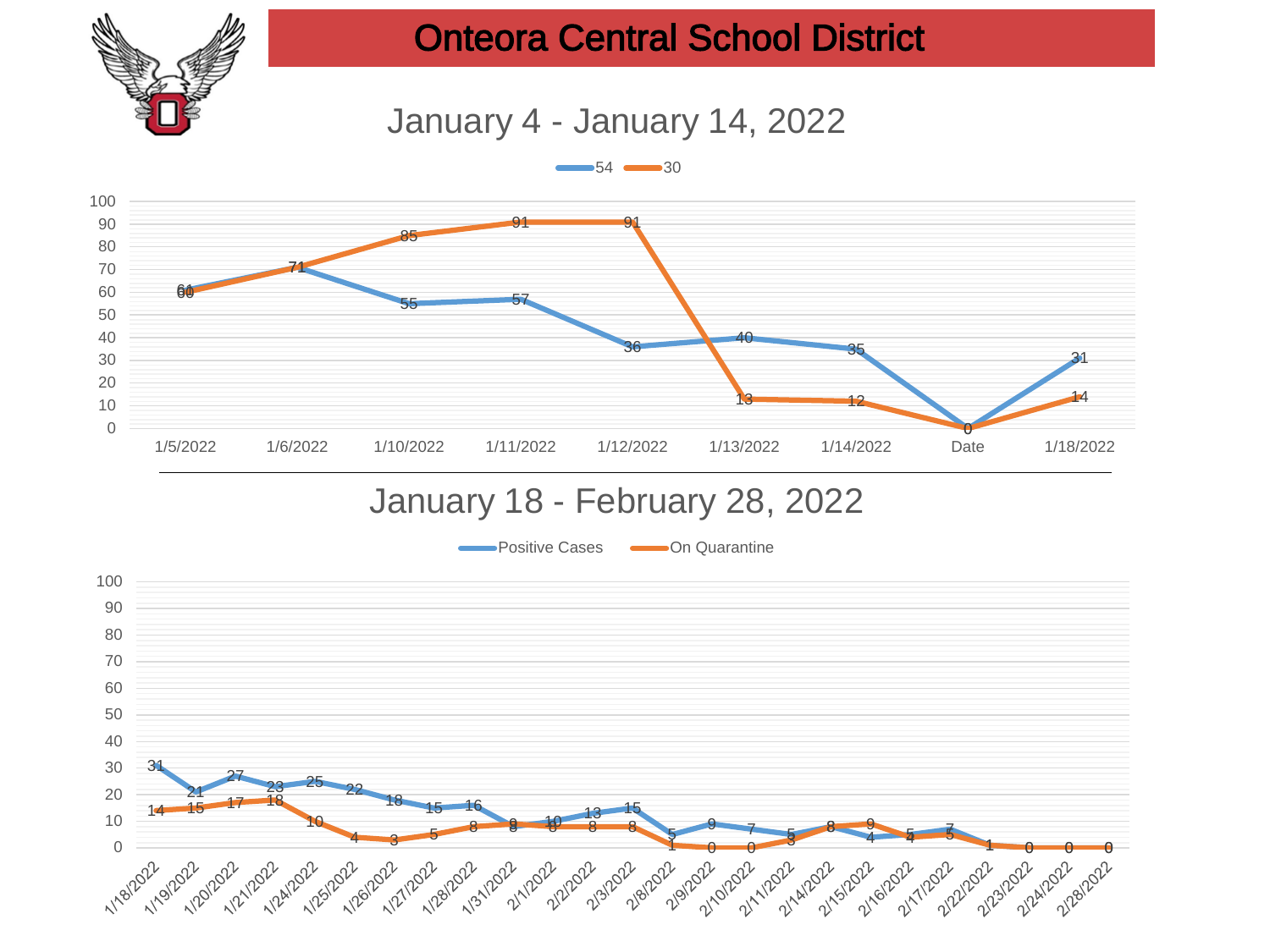# Onteora Central School District

## January 4 - January 14, 2022

Legend: 54, 30

| Date | 54 | 30 |
|---|---|---|
| 1/5/2022 | 61 | 60 |
| 1/6/2022 | 71 | 71 |
| 1/10/2022 | 55 | 85 |
| 1/11/2022 | 57 | 91 |
| 1/12/2022 | 36 | 91 |
| 1/13/2022 | 40 | 13 |
| 1/14/2022 | 35 | 12 |
| Date | 0 | 0 |
| 1/18/2022 | 31 | 14 |

## January 18 - February 28, 2022

| Date | Positive Cases | On Quarantine |
|---|---|---|
| 1/18/2022 | 31 | 14 |
| 1/19/2022 | 21 | 15 |
| 1/20/2022 | 27 | 17 |
| 1/21/2022 | 23 | 18 |
| 1/24/2022 | 25 | 10 |
| 1/25/2022 | 22 | 4 |
| 1/26/2022 | 18 | 3 |
| 1/27/2022 | 15 | 5 |
| 1/28/2022 | 16 | 8 |
| 1/31/2022 | 8 | 9 |
| 2/1/2022 | 10 | 8 |
| 2/2/2022 | 13 | 8 |
| 2/3/2022 | 15 | 8 |
| 2/8/2022 | 5 | 1 |
| 2/9/2022 | 9 | 0 |
| 2/10/2022 | 7 | 0 |
| 2/11/2022 | 5 | 3 |
| 2/14/2022 | 8 | 8 |
| 2/15/2022 | 4 | 9 |
| 2/16/2022 | 5 | 4 |
| 2/17/2022 | 7 | 5 |
| 2/22/2022 | 1 | 1 |
| 2/23/2022 | 0 | 0 |
| 2/24/2022 | 0 | 0 |
| 2/28/2022 | 0 | 0 |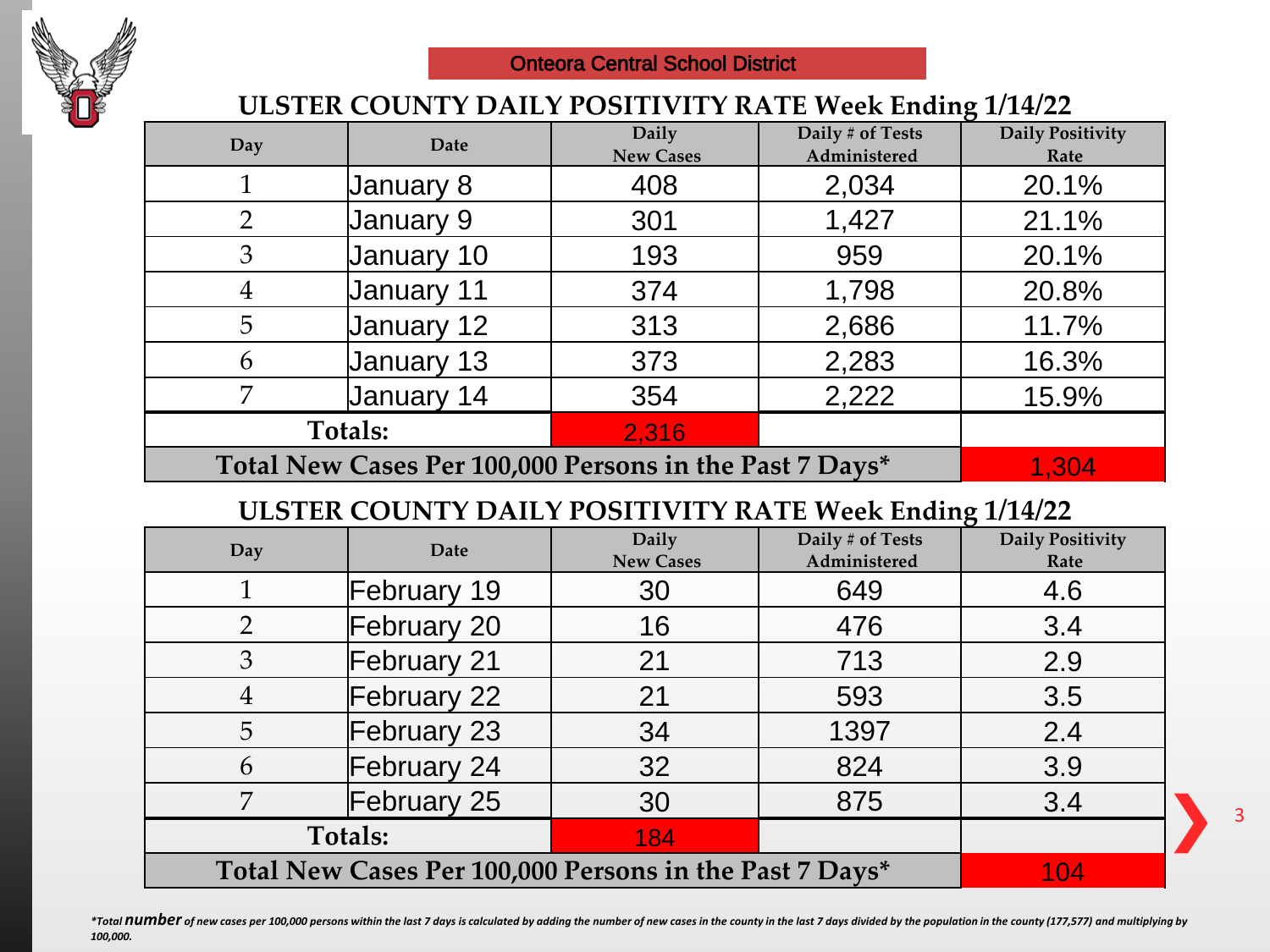Onteora Central School District

## ULSTER COUNTY DAILY POSITIVITY RATE Week Ending 1/14/22

| Day | Date | Daily New Cases | Daily # of Tests Administered | Daily Positivity Rate |
|---|---|---|---|---|
| 1 | January 8 | 408 | 2,034 | 20.1% |
| 2 | January 9 | 301 | 1,427 | 21.1% |
| 3 | January 10 | 193 | 959 | 20.1% |
| 4 | January 11 | 374 | 1,798 | 20.8% |
| 5 | January 12 | 313 | 2,686 | 11.7% |
| 6 | January 13 | 373 | 2,283 | 16.3% |
| 7 | January 14 | 354 | 2,222 | 15.9% |
| Totals: | | 2,316 | | |
| Total New Cases Per 100,000 Persons in the Past 7 Days* | | | | 1,304 |

## ULSTER COUNTY DAILY POSITIVITY RATE Week Ending 1/14/22

| Day | Date | Daily New Cases | Daily # of Tests Administered | Daily Positivity Rate |
|---|---|---|---|---|
| 1 | February 19 | 30 | 649 | 4.6 |
| 2 | February 20 | 16 | 476 | 3.4 |
| 3 | February 21 | 21 | 713 | 2.9 |
| 4 | February 22 | 21 | 593 | 3.5 |
| 5 | February 23 | 34 | 1397 | 2.4 |
| 6 | February 24 | 32 | 824 | 3.9 |
| 7 | February 25 | 30 | 875 | 3.4 |
| Totals: | | 184 | | |
| Total New Cases Per 100,000 Persons in the Past 7 Days* | | | | 104 |

*\*Total **number** of new cases per 100,000 persons within the last 7 days is calculated by adding the number of new cases in the county in the last 7 days divided by the population in the county (177,577) and multiplying by 100,000.*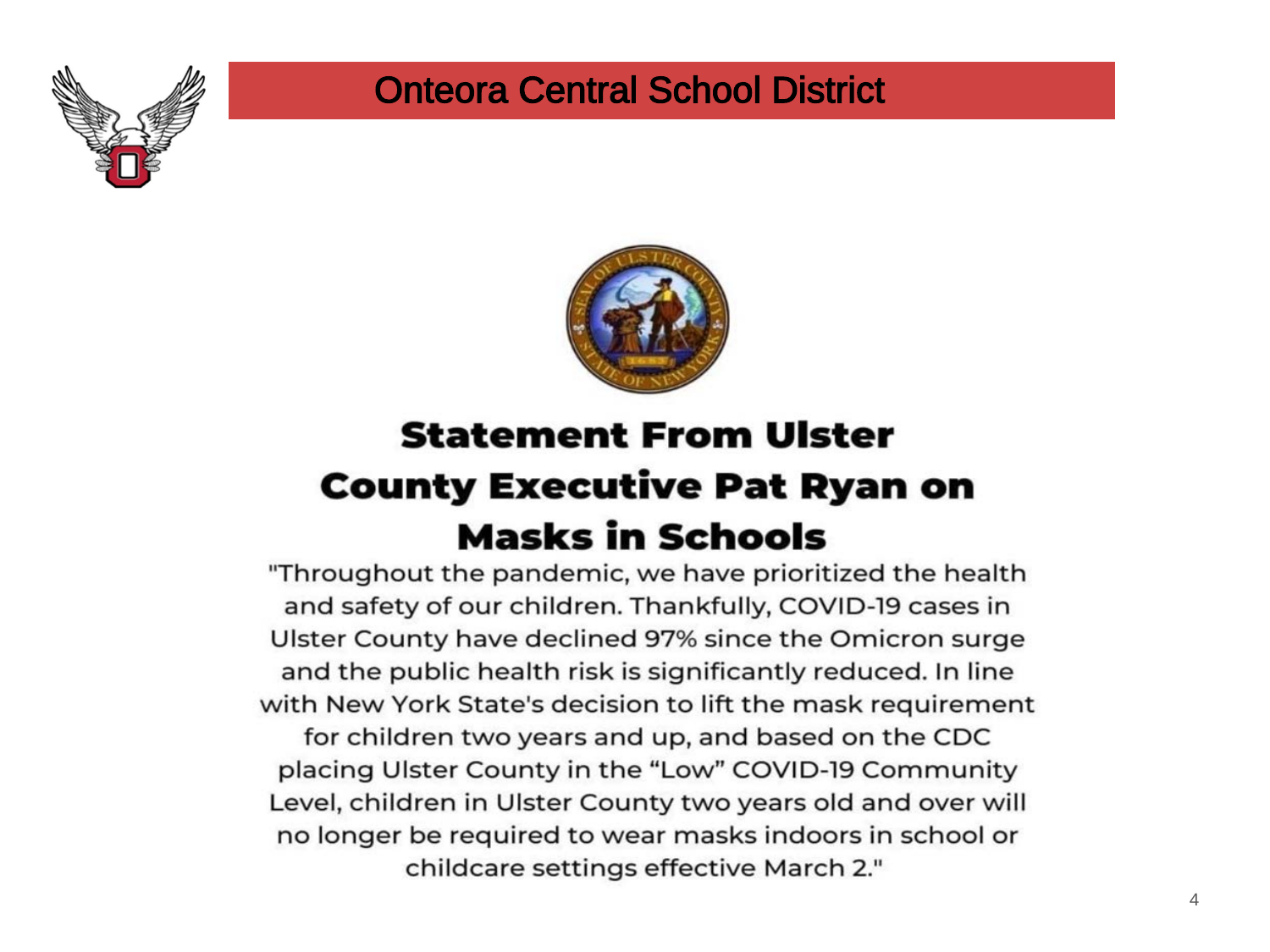# Onteora Central School District

## Statement From Ulster County Executive Pat Ryan on Masks in Schools

"Throughout the pandemic, we have prioritized the health and safety of our children. Thankfully, COVID-19 cases in Ulster County have declined 97% since the Omicron surge and the public health risk is significantly reduced. In line with New York State's decision to lift the mask requirement for children two years and up, and based on the CDC placing Ulster County in the "Low" COVID-19 Community Level, children in Ulster County two years old and over will no longer be required to wear masks indoors in school or childcare settings effective March 2."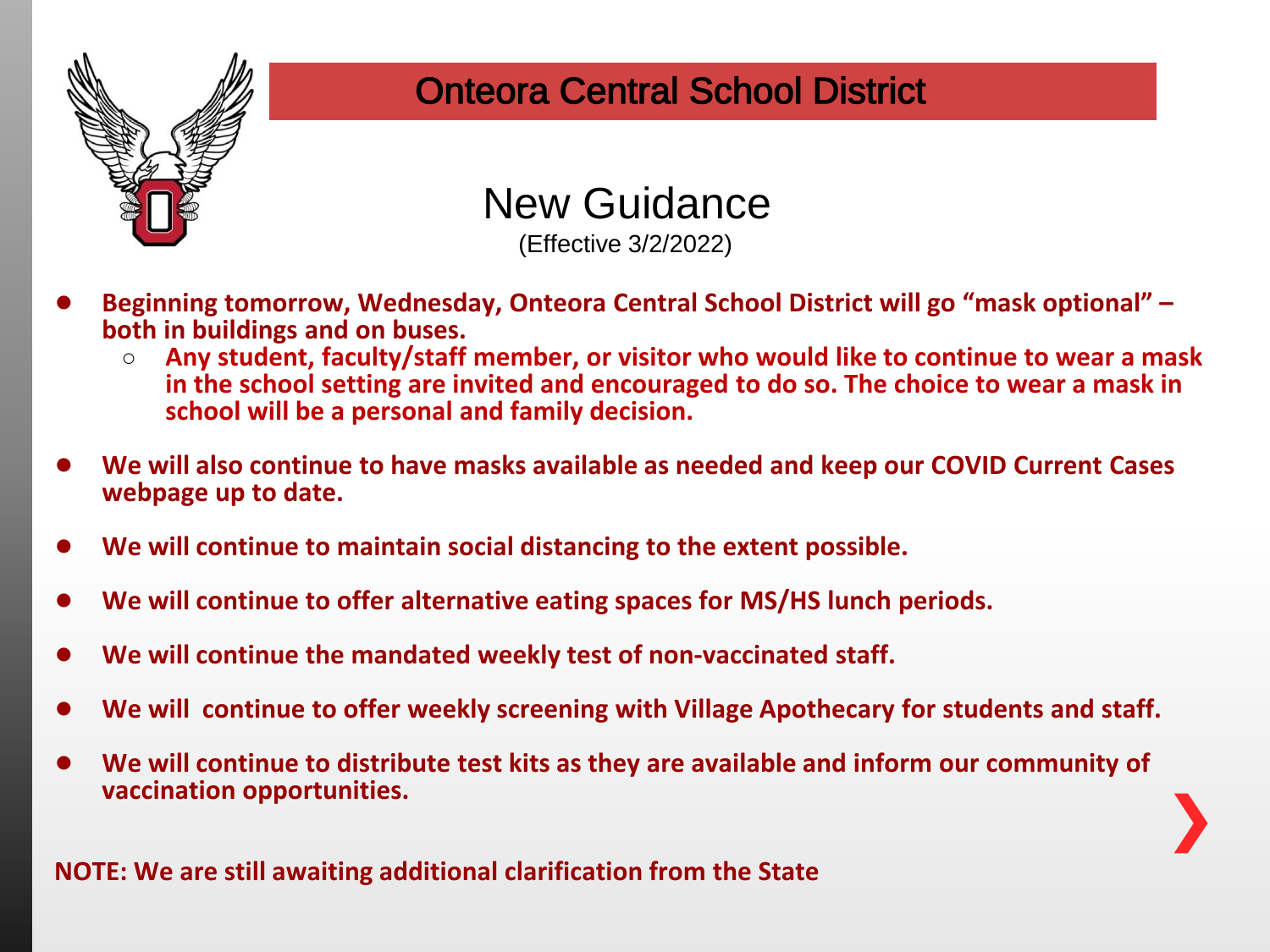# Onteora Central School District

## New Guidance

(Effective 3/2/2022)

- **Beginning tomorrow, Wednesday, Onteora Central School District will go "mask optional" – both in buildings and on buses.**
  - **Any student, faculty/staff member, or visitor who would like to continue to wear a mask in the school setting are invited and encouraged to do so. The choice to wear a mask in school will be a personal and family decision.**
- **We will also continue to have masks available as needed and keep our COVID Current Cases webpage up to date.**
- **We will continue to maintain social distancing to the extent possible.**
- **We will continue to offer alternative eating spaces for MS/HS lunch periods.**
- **We will continue the mandated weekly test of non-vaccinated staff.**
- **We will continue to offer weekly screening with Village Apothecary for students and staff.**
- **We will continue to distribute test kits as they are available and inform our community of vaccination opportunities.**

**NOTE: We are still awaiting additional clarification from the State**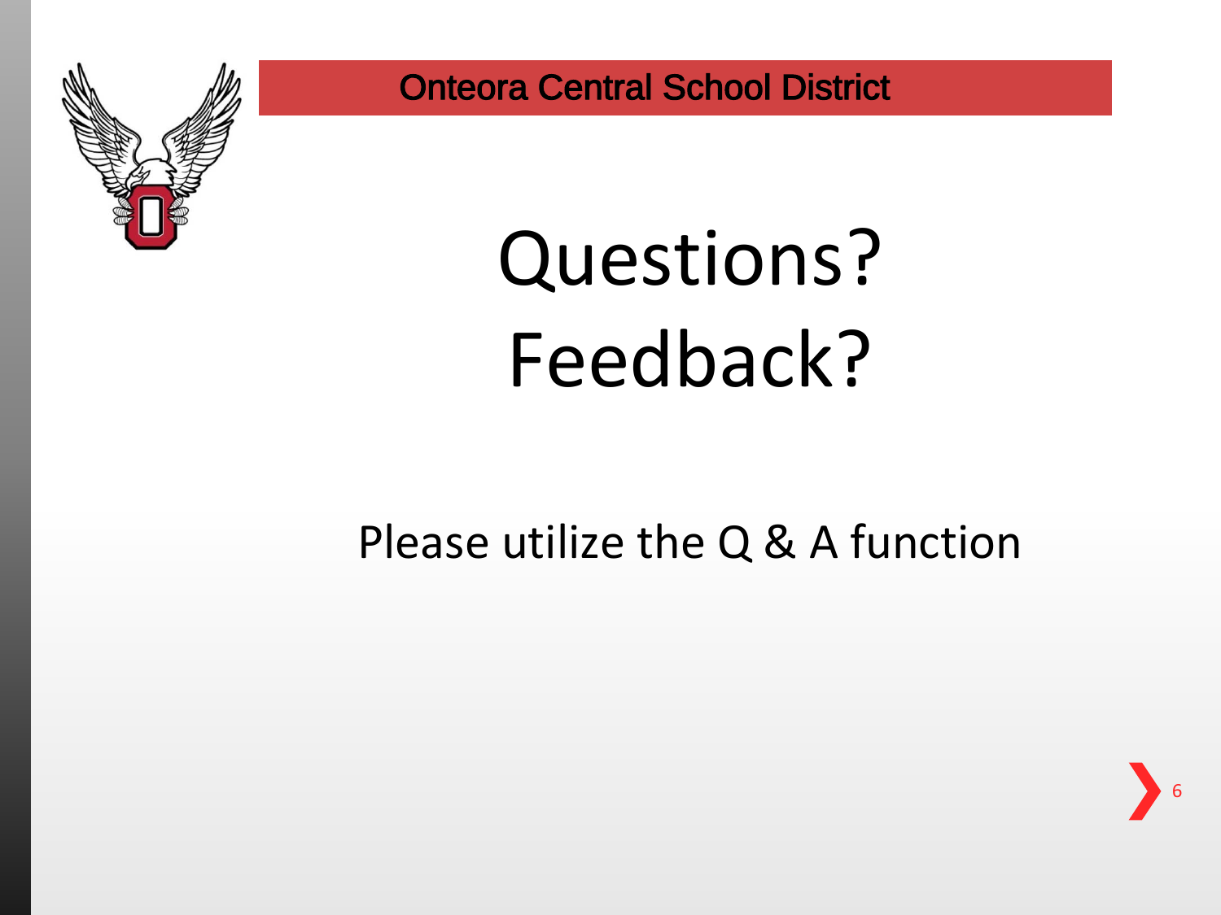Onteora Central School District

# Questions?
# Feedback?

Please utilize the Q & A function